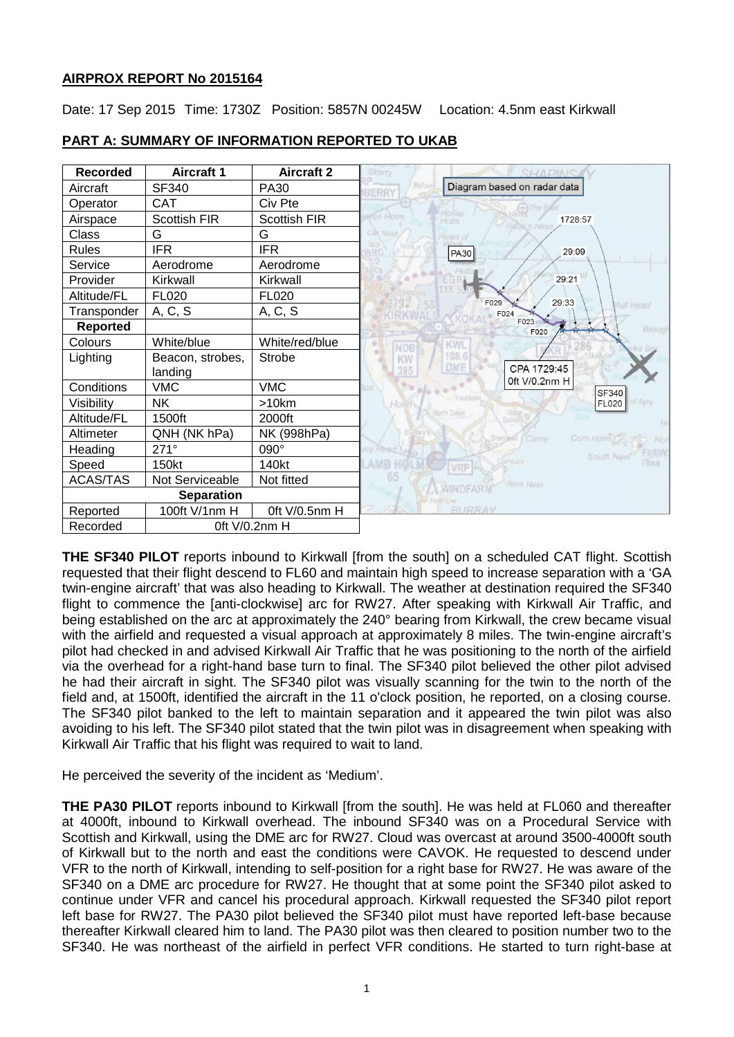**AIRPROX REPORT No 2015164**

Date: 17 Sep 2015 Time: 1730Z Position: 5857N 00245W Location: 4.5nm east Kirkwall

## PART A: SUMMARY OF INFORMATION REPORTED TO UKAB

| Recorded | Aircraft 1 | Aircraft 2 |
|---|---|---|
| Aircraft | SF340 | PA30 |
| Operator | CAT | Civ Pte |
| Airspace | Scottish FIR | Scottish FIR |
| Class | G | G |
| Rules | IFR | IFR |
| Service | Aerodrome | Aerodrome |
| Provider | Kirkwall | Kirkwall |
| Altitude/FL | FL020 | FL020 |
| Transponder | A, C, S | A, C, S |
| **Reported** | | |
| Colours | White/blue | White/red/blue |
| Lighting | Beacon, strobes, landing | Strobe |
| Conditions | VMC | VMC |
| Visibility | NK | >10km |
| Altitude/FL | 1500ft | 2000ft |
| Altimeter | QNH (NK hPa) | NK (998hPa) |
| Heading | 271° | 090° |
| Speed | 150kt | 140kt |
| ACAS/TAS | Not Serviceable | Not fitted |
| **Separation** | | |
| Reported | 100ft V/1nm H | 0ft V/0.5nm H |
| Recorded | 0ft V/0.2nm H | |

Diagram based on radar data

**THE SF340 PILOT** reports inbound to Kirkwall [from the south] on a scheduled CAT flight. Scottish requested that their flight descend to FL60 and maintain high speed to increase separation with a 'GA twin-engine aircraft' that was also heading to Kirkwall. The weather at destination required the SF340 flight to commence the [anti-clockwise] arc for RW27. After speaking with Kirkwall Air Traffic, and being established on the arc at approximately the 240° bearing from Kirkwall, the crew became visual with the airfield and requested a visual approach at approximately 8 miles. The twin-engine aircraft's pilot had checked in and advised Kirkwall Air Traffic that he was positioning to the north of the airfield via the overhead for a right-hand base turn to final. The SF340 pilot believed the other pilot advised he had their aircraft in sight. The SF340 pilot was visually scanning for the twin to the north of the field and, at 1500ft, identified the aircraft in the 11 o'clock position, he reported, on a closing course. The SF340 pilot banked to the left to maintain separation and it appeared the twin pilot was also avoiding to his left. The SF340 pilot stated that the twin pilot was in disagreement when speaking with Kirkwall Air Traffic that his flight was required to wait to land.

He perceived the severity of the incident as 'Medium'.

**THE PA30 PILOT** reports inbound to Kirkwall [from the south]. He was held at FL060 and thereafter at 4000ft, inbound to Kirkwall overhead. The inbound SF340 was on a Procedural Service with Scottish and Kirkwall, using the DME arc for RW27. Cloud was overcast at around 3500-4000ft south of Kirkwall but to the north and east the conditions were CAVOK. He requested to descend under VFR to the north of Kirkwall, intending to self-position for a right base for RW27. He was aware of the SF340 on a DME arc procedure for RW27. He thought that at some point the SF340 pilot asked to continue under VFR and cancel his procedural approach. Kirkwall requested the SF340 pilot report left base for RW27. The PA30 pilot believed the SF340 pilot must have reported left-base because thereafter Kirkwall cleared him to land. The PA30 pilot was then cleared to position number two to the SF340. He was northeast of the airfield in perfect VFR conditions. He started to turn right-base at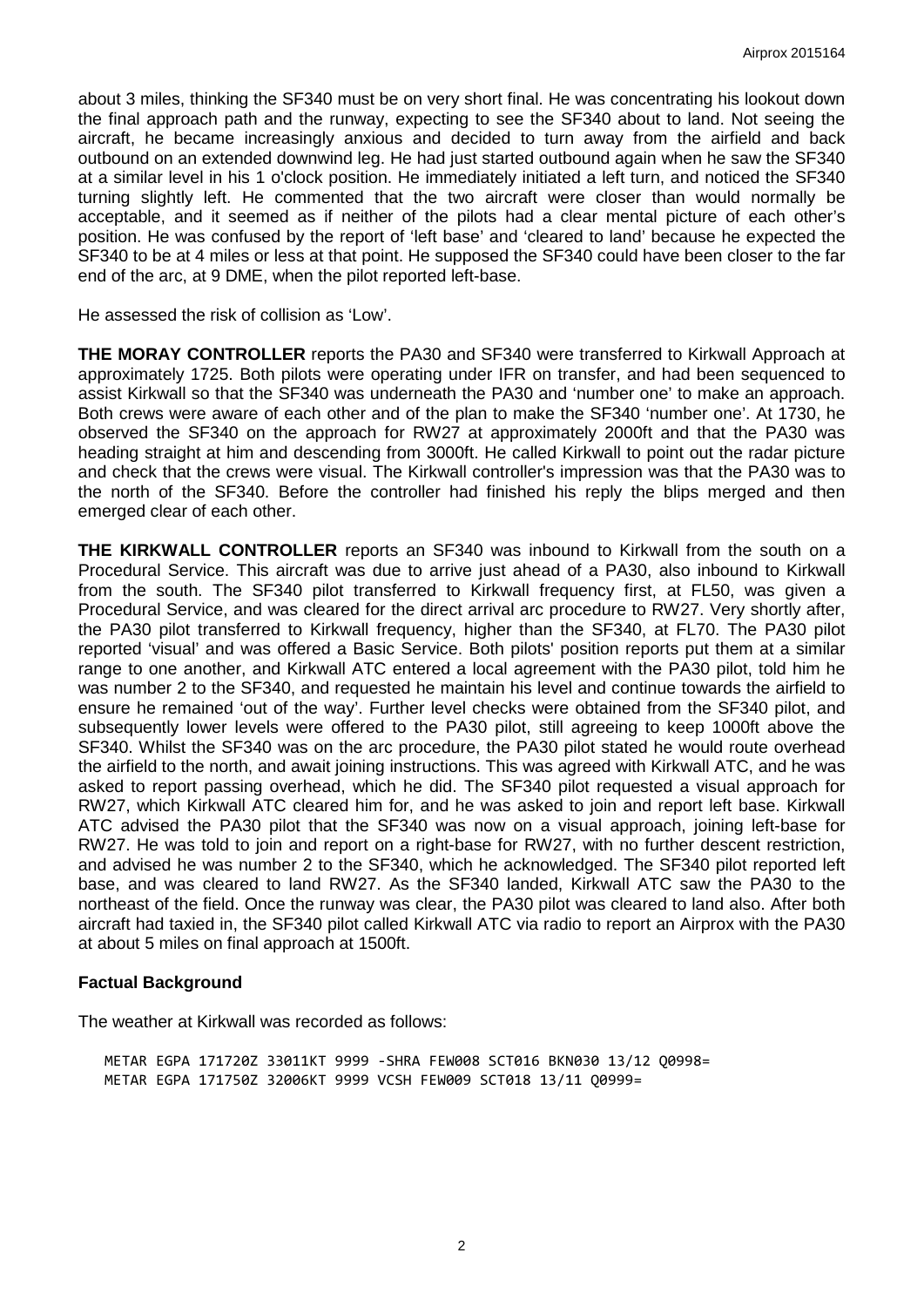about 3 miles, thinking the SF340 must be on very short final. He was concentrating his lookout down the final approach path and the runway, expecting to see the SF340 about to land. Not seeing the aircraft, he became increasingly anxious and decided to turn away from the airfield and back outbound on an extended downwind leg. He had just started outbound again when he saw the SF340 at a similar level in his 1 o'clock position. He immediately initiated a left turn, and noticed the SF340 turning slightly left. He commented that the two aircraft were closer than would normally be acceptable, and it seemed as if neither of the pilots had a clear mental picture of each other's position. He was confused by the report of 'left base' and 'cleared to land' because he expected the SF340 to be at 4 miles or less at that point. He supposed the SF340 could have been closer to the far end of the arc, at 9 DME, when the pilot reported left-base.

He assessed the risk of collision as 'Low'.

**THE MORAY CONTROLLER** reports the PA30 and SF340 were transferred to Kirkwall Approach at approximately 1725. Both pilots were operating under IFR on transfer, and had been sequenced to assist Kirkwall so that the SF340 was underneath the PA30 and 'number one' to make an approach. Both crews were aware of each other and of the plan to make the SF340 'number one'. At 1730, he observed the SF340 on the approach for RW27 at approximately 2000ft and that the PA30 was heading straight at him and descending from 3000ft. He called Kirkwall to point out the radar picture and check that the crews were visual. The Kirkwall controller's impression was that the PA30 was to the north of the SF340. Before the controller had finished his reply the blips merged and then emerged clear of each other.

**THE KIRKWALL CONTROLLER** reports an SF340 was inbound to Kirkwall from the south on a Procedural Service. This aircraft was due to arrive just ahead of a PA30, also inbound to Kirkwall from the south. The SF340 pilot transferred to Kirkwall frequency first, at FL50, was given a Procedural Service, and was cleared for the direct arrival arc procedure to RW27. Very shortly after, the PA30 pilot transferred to Kirkwall frequency, higher than the SF340, at FL70. The PA30 pilot reported 'visual' and was offered a Basic Service. Both pilots' position reports put them at a similar range to one another, and Kirkwall ATC entered a local agreement with the PA30 pilot, told him he was number 2 to the SF340, and requested he maintain his level and continue towards the airfield to ensure he remained 'out of the way'. Further level checks were obtained from the SF340 pilot, and subsequently lower levels were offered to the PA30 pilot, still agreeing to keep 1000ft above the SF340. Whilst the SF340 was on the arc procedure, the PA30 pilot stated he would route overhead the airfield to the north, and await joining instructions. This was agreed with Kirkwall ATC, and he was asked to report passing overhead, which he did. The SF340 pilot requested a visual approach for RW27, which Kirkwall ATC cleared him for, and he was asked to join and report left base. Kirkwall ATC advised the PA30 pilot that the SF340 was now on a visual approach, joining left-base for RW27. He was told to join and report on a right-base for RW27, with no further descent restriction, and advised he was number 2 to the SF340, which he acknowledged. The SF340 pilot reported left base, and was cleared to land RW27. As the SF340 landed, Kirkwall ATC saw the PA30 to the northeast of the field. Once the runway was clear, the PA30 pilot was cleared to land also. After both aircraft had taxied in, the SF340 pilot called Kirkwall ATC via radio to report an Airprox with the PA30 at about 5 miles on final approach at 1500ft.

## Factual Background

The weather at Kirkwall was recorded as follows:

```
METAR EGPA 171720Z 33011KT 9999 -SHRA FEW008 SCT016 BKN030 13/12 Q0998=
METAR EGPA 171750Z 32006KT 9999 VCSH FEW009 SCT018 13/11 Q0999=
```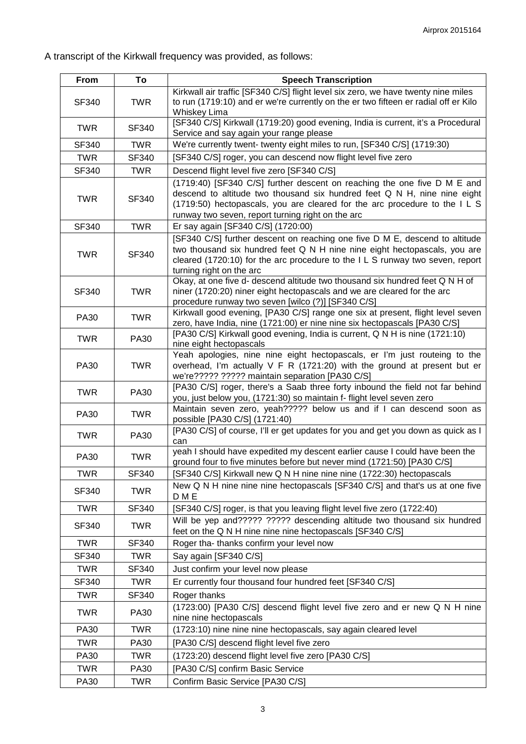A transcript of the Kirkwall frequency was provided, as follows:

| From | To | Speech Transcription |
|---|---|---|
| SF340 | TWR | Kirkwall air traffic [SF340 C/S] flight level six zero, we have twenty nine miles to run (1719:10) and er we're currently on the er two fifteen er radial off er Kilo Whiskey Lima |
| TWR | SF340 | [SF340 C/S] Kirkwall (1719:20) good evening, India is current, it's a Procedural Service and say again your range please |
| SF340 | TWR | We're currently twent- twenty eight miles to run, [SF340 C/S] (1719:30) |
| TWR | SF340 | [SF340 C/S] roger, you can descend now flight level five zero |
| SF340 | TWR | Descend flight level five zero [SF340 C/S] |
| TWR | SF340 | (1719:40) [SF340 C/S] further descent on reaching the one five D M E and descend to altitude two thousand six hundred feet Q N H, nine nine eight (1719:50) hectopascals, you are cleared for the arc procedure to the I L S runway two seven, report turning right on the arc |
| SF340 | TWR | Er say again [SF340 C/S] (1720:00) |
| TWR | SF340 | [SF340 C/S] further descent on reaching one five D M E, descend to altitude two thousand six hundred feet Q N H nine nine eight hectopascals, you are cleared (1720:10) for the arc procedure to the I L S runway two seven, report turning right on the arc |
| SF340 | TWR | Okay, at one five d- descend altitude two thousand six hundred feet Q N H of niner (1720:20) niner eight hectopascals and we are cleared for the arc procedure runway two seven [wilco (?)] [SF340 C/S] |
| PA30 | TWR | Kirkwall good evening, [PA30 C/S] range one six at present, flight level seven zero, have India, nine (1721:00) er nine nine six hectopascals [PA30 C/S] |
| TWR | PA30 | [PA30 C/S] Kirkwall good evening, India is current, Q N H is nine (1721:10) nine eight hectopascals |
| PA30 | TWR | Yeah apologies, nine nine eight hectopascals, er I'm just routeing to the overhead, I'm actually V F R (1721:20) with the ground at present but er we're????? ????? maintain separation [PA30 C/S] |
| TWR | PA30 | [PA30 C/S] roger, there's a Saab three forty inbound the field not far behind you, just below you, (1721:30) so maintain f- flight level seven zero |
| PA30 | TWR | Maintain seven zero, yeah????? below us and if I can descend soon as possible [PA30 C/S] (1721:40) |
| TWR | PA30 | [PA30 C/S] of course, I'll er get updates for you and get you down as quick as I can |
| PA30 | TWR | yeah I should have expedited my descent earlier cause I could have been the ground four to five minutes before but never mind (1721:50) [PA30 C/S] |
| TWR | SF340 | [SF340 C/S] Kirkwall new Q N H nine nine nine (1722:30) hectopascals |
| SF340 | TWR | New Q N H nine nine nine hectopascals [SF340 C/S] and that's us at one five D M E |
| TWR | SF340 | [SF340 C/S] roger, is that you leaving flight level five zero (1722:40) |
| SF340 | TWR | Will be yep and????? ????? descending altitude two thousand six hundred feet on the Q N H nine nine nine hectopascals [SF340 C/S] |
| TWR | SF340 | Roger tha- thanks confirm your level now |
| SF340 | TWR | Say again [SF340 C/S] |
| TWR | SF340 | Just confirm your level now please |
| SF340 | TWR | Er currently four thousand four hundred feet [SF340 C/S] |
| TWR | SF340 | Roger thanks |
| TWR | PA30 | (1723:00) [PA30 C/S] descend flight level five zero and er new Q N H nine nine nine hectopascals |
| PA30 | TWR | (1723:10) nine nine nine hectopascals, say again cleared level |
| TWR | PA30 | [PA30 C/S] descend flight level five zero |
| PA30 | TWR | (1723:20) descend flight level five zero [PA30 C/S] |
| TWR | PA30 | [PA30 C/S] confirm Basic Service |
| PA30 | TWR | Confirm Basic Service [PA30 C/S] |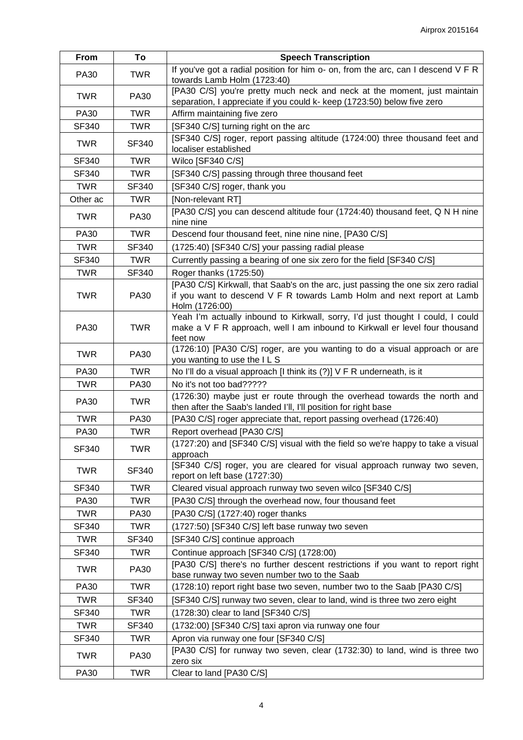| From | To | Speech Transcription |
|---|---|---|
| PA30 | TWR | If you've got a radial position for him o- on, from the arc, can I descend V F R towards Lamb Holm (1723:40) |
| TWR | PA30 | [PA30 C/S] you're pretty much neck and neck at the moment, just maintain separation, I appreciate if you could k- keep (1723:50) below five zero |
| PA30 | TWR | Affirm maintaining five zero |
| SF340 | TWR | [SF340 C/S] turning right on the arc |
| TWR | SF340 | [SF340 C/S] roger, report passing altitude (1724:00) three thousand feet and localiser established |
| SF340 | TWR | Wilco [SF340 C/S] |
| SF340 | TWR | [SF340 C/S] passing through three thousand feet |
| TWR | SF340 | [SF340 C/S] roger, thank you |
| Other ac | TWR | [Non-relevant RT] |
| TWR | PA30 | [PA30 C/S] you can descend altitude four (1724:40) thousand feet, Q N H nine nine nine |
| PA30 | TWR | Descend four thousand feet, nine nine nine, [PA30 C/S] |
| TWR | SF340 | (1725:40) [SF340 C/S] your passing radial please |
| SF340 | TWR | Currently passing a bearing of one six zero for the field [SF340 C/S] |
| TWR | SF340 | Roger thanks (1725:50) |
| TWR | PA30 | [PA30 C/S] Kirkwall, that Saab's on the arc, just passing the one six zero radial if you want to descend V F R towards Lamb Holm and next report at Lamb Holm (1726:00) |
| PA30 | TWR | Yeah I'm actually inbound to Kirkwall, sorry, I'd just thought I could, I could make a V F R approach, well I am inbound to Kirkwall er level four thousand feet now |
| TWR | PA30 | (1726:10) [PA30 C/S] roger, are you wanting to do a visual approach or are you wanting to use the I L S |
| PA30 | TWR | No I'll do a visual approach [I think its (?)] V F R underneath, is it |
| TWR | PA30 | No it's not too bad????? |
| PA30 | TWR | (1726:30) maybe just er route through the overhead towards the north and then after the Saab's landed I'll, I'll position for right base |
| TWR | PA30 | [PA30 C/S] roger appreciate that, report passing overhead (1726:40) |
| PA30 | TWR | Report overhead [PA30 C/S] |
| SF340 | TWR | (1727:20) and [SF340 C/S] visual with the field so we're happy to take a visual approach |
| TWR | SF340 | [SF340 C/S] roger, you are cleared for visual approach runway two seven, report on left base (1727:30) |
| SF340 | TWR | Cleared visual approach runway two seven wilco [SF340 C/S] |
| PA30 | TWR | [PA30 C/S] through the overhead now, four thousand feet |
| TWR | PA30 | [PA30 C/S] (1727:40) roger thanks |
| SF340 | TWR | (1727:50) [SF340 C/S] left base runway two seven |
| TWR | SF340 | [SF340 C/S] continue approach |
| SF340 | TWR | Continue approach [SF340 C/S] (1728:00) |
| TWR | PA30 | [PA30 C/S] there's no further descent restrictions if you want to report right base runway two seven number two to the Saab |
| PA30 | TWR | (1728:10) report right base two seven, number two to the Saab [PA30 C/S] |
| TWR | SF340 | [SF340 C/S] runway two seven, clear to land, wind is three two zero eight |
| SF340 | TWR | (1728:30) clear to land [SF340 C/S] |
| TWR | SF340 | (1732:00) [SF340 C/S] taxi apron via runway one four |
| SF340 | TWR | Apron via runway one four [SF340 C/S] |
| TWR | PA30 | [PA30 C/S] for runway two seven, clear (1732:30) to land, wind is three two zero six |
| PA30 | TWR | Clear to land [PA30 C/S] |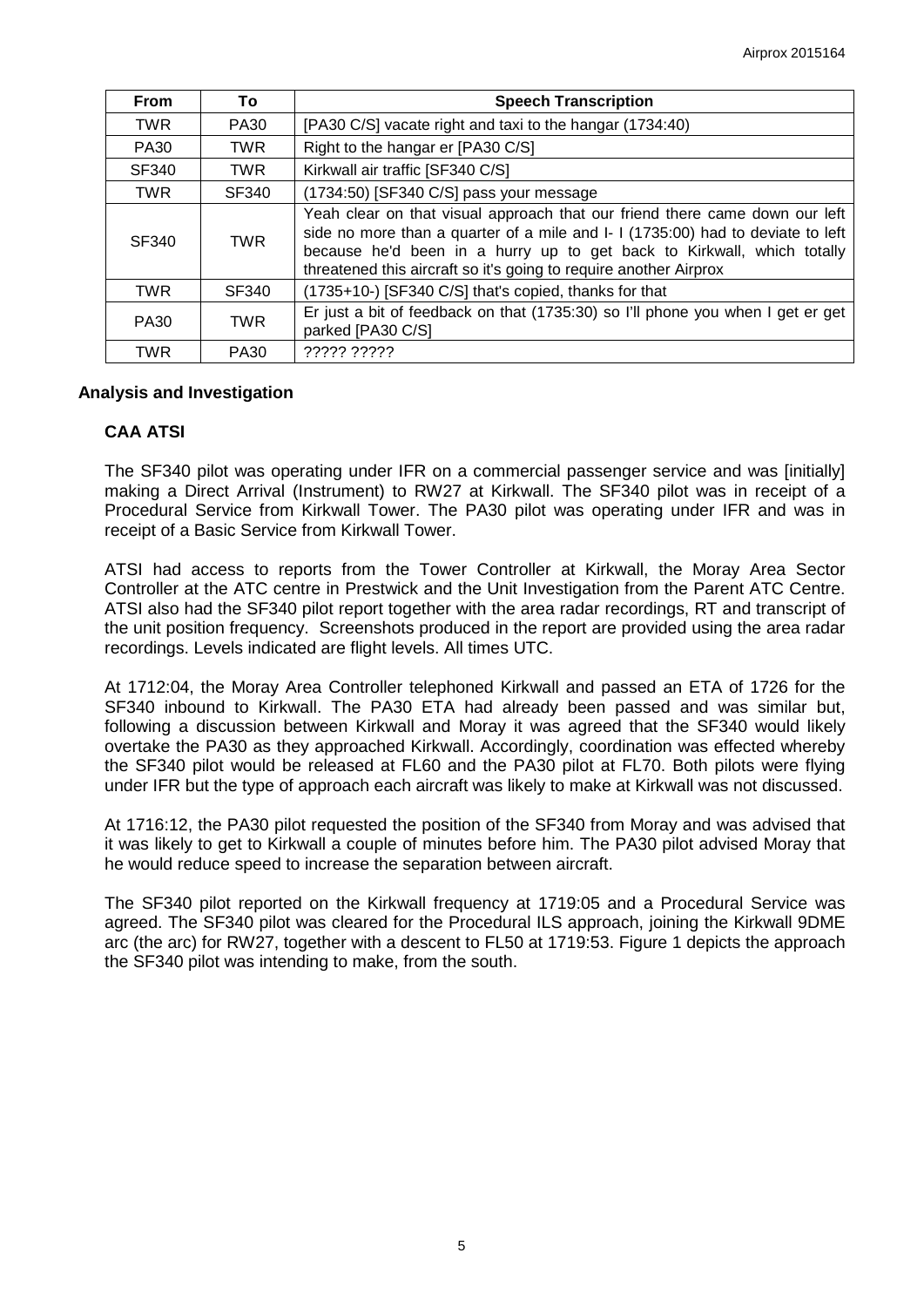| From | To | Speech Transcription |
|---|---|---|
| TWR | PA30 | [PA30 C/S] vacate right and taxi to the hangar (1734:40) |
| PA30 | TWR | Right to the hangar er [PA30 C/S] |
| SF340 | TWR | Kirkwall air traffic [SF340 C/S] |
| TWR | SF340 | (1734:50) [SF340 C/S] pass your message |
| SF340 | TWR | Yeah clear on that visual approach that our friend there came down our left side no more than a quarter of a mile and I- I (1735:00) had to deviate to left because he'd been in a hurry up to get back to Kirkwall, which totally threatened this aircraft so it's going to require another Airprox |
| TWR | SF340 | (1735+10-) [SF340 C/S] that's copied, thanks for that |
| PA30 | TWR | Er just a bit of feedback on that (1735:30) so I'll phone you when I get er get parked [PA30 C/S] |
| TWR | PA30 | ????? ????? |

## Analysis and Investigation

### CAA ATSI

The SF340 pilot was operating under IFR on a commercial passenger service and was [initially] making a Direct Arrival (Instrument) to RW27 at Kirkwall. The SF340 pilot was in receipt of a Procedural Service from Kirkwall Tower. The PA30 pilot was operating under IFR and was in receipt of a Basic Service from Kirkwall Tower.

ATSI had access to reports from the Tower Controller at Kirkwall, the Moray Area Sector Controller at the ATC centre in Prestwick and the Unit Investigation from the Parent ATC Centre. ATSI also had the SF340 pilot report together with the area radar recordings, RT and transcript of the unit position frequency. Screenshots produced in the report are provided using the area radar recordings. Levels indicated are flight levels. All times UTC.

At 1712:04, the Moray Area Controller telephoned Kirkwall and passed an ETA of 1726 for the SF340 inbound to Kirkwall. The PA30 ETA had already been passed and was similar but, following a discussion between Kirkwall and Moray it was agreed that the SF340 would likely overtake the PA30 as they approached Kirkwall. Accordingly, coordination was effected whereby the SF340 pilot would be released at FL60 and the PA30 pilot at FL70. Both pilots were flying under IFR but the type of approach each aircraft was likely to make at Kirkwall was not discussed.

At 1716:12, the PA30 pilot requested the position of the SF340 from Moray and was advised that it was likely to get to Kirkwall a couple of minutes before him. The PA30 pilot advised Moray that he would reduce speed to increase the separation between aircraft.

The SF340 pilot reported on the Kirkwall frequency at 1719:05 and a Procedural Service was agreed. The SF340 pilot was cleared for the Procedural ILS approach, joining the Kirkwall 9DME arc (the arc) for RW27, together with a descent to FL50 at 1719:53. Figure 1 depicts the approach the SF340 pilot was intending to make, from the south.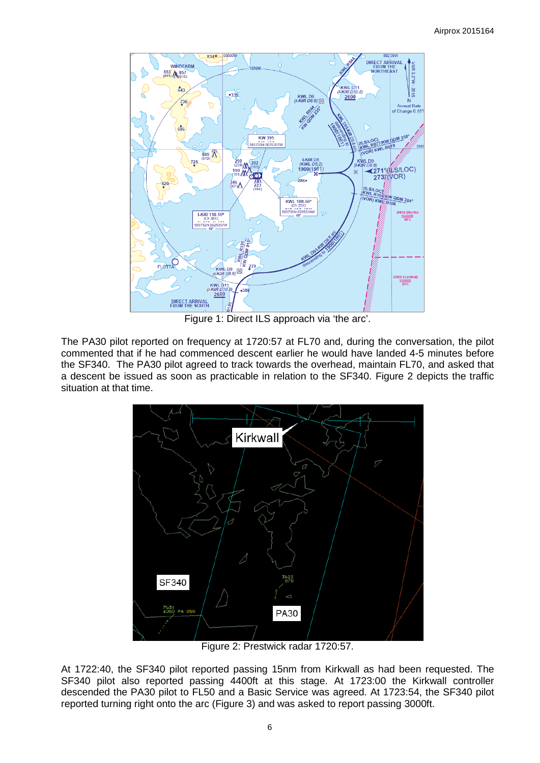Figure 1: Direct ILS approach via 'the arc'.

The PA30 pilot reported on frequency at 1720:57 at FL70 and, during the conversation, the pilot commented that if he had commenced descent earlier he would have landed 4-5 minutes before the SF340. The PA30 pilot agreed to track towards the overhead, maintain FL70, and asked that a descent be issued as soon as practicable in relation to the SF340. Figure 2 depicts the traffic situation at that time.

Figure 2: Prestwick radar 1720:57.

At 1722:40, the SF340 pilot reported passing 15nm from Kirkwall as had been requested. The SF340 pilot also reported passing 4400ft at this stage. At 1723:00 the Kirkwall controller descended the PA30 pilot to FL50 and a Basic Service was agreed. At 1723:54, the SF340 pilot reported turning right onto the arc (Figure 3) and was asked to report passing 3000ft.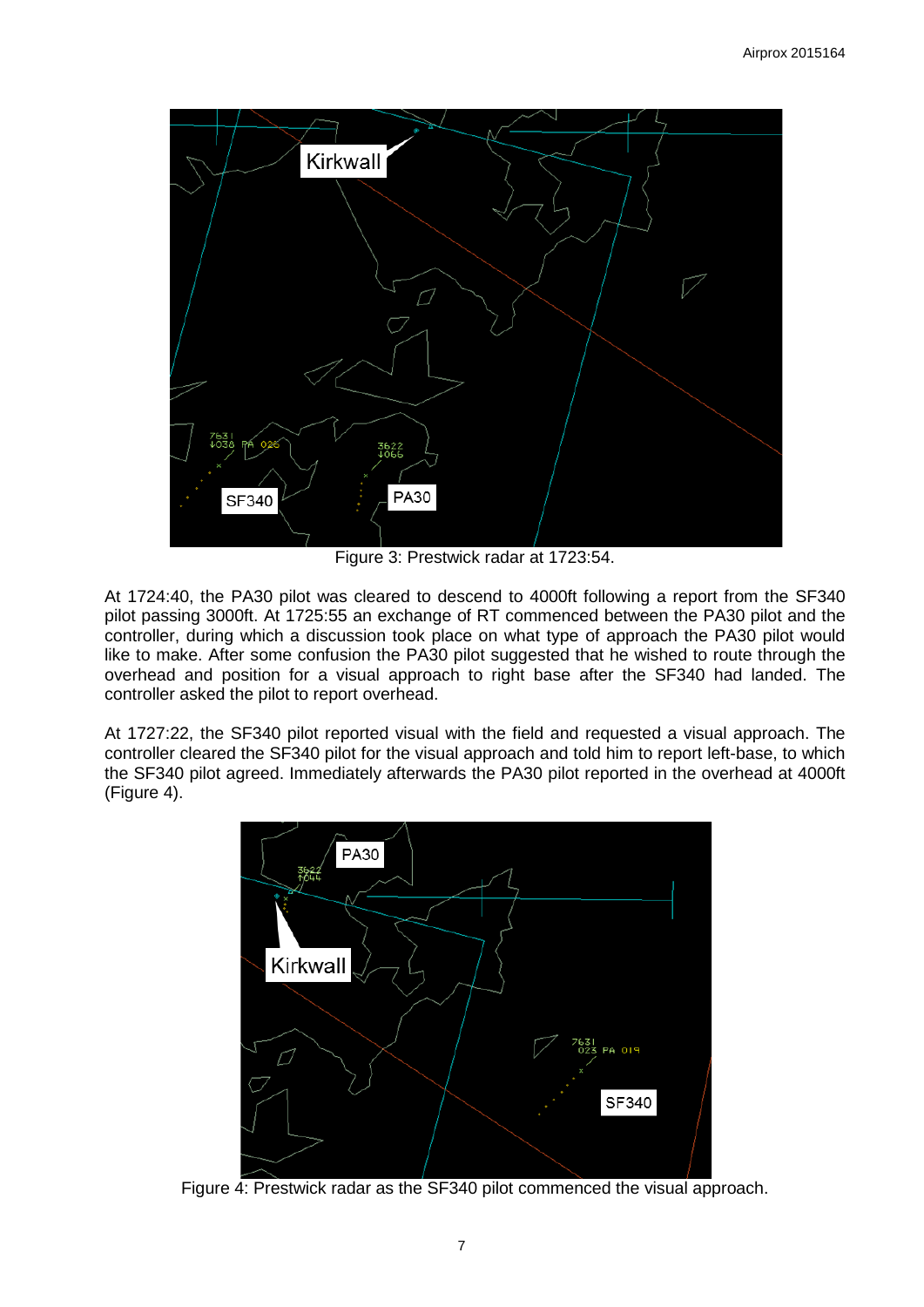Figure 3: Prestwick radar at 1723:54.

At 1724:40, the PA30 pilot was cleared to descend to 4000ft following a report from the SF340 pilot passing 3000ft. At 1725:55 an exchange of RT commenced between the PA30 pilot and the controller, during which a discussion took place on what type of approach the PA30 pilot would like to make. After some confusion the PA30 pilot suggested that he wished to route through the overhead and position for a visual approach to right base after the SF340 had landed. The controller asked the pilot to report overhead.

At 1727:22, the SF340 pilot reported visual with the field and requested a visual approach. The controller cleared the SF340 pilot for the visual approach and told him to report left-base, to which the SF340 pilot agreed. Immediately afterwards the PA30 pilot reported in the overhead at 4000ft (Figure 4).

Figure 4: Prestwick radar as the SF340 pilot commenced the visual approach.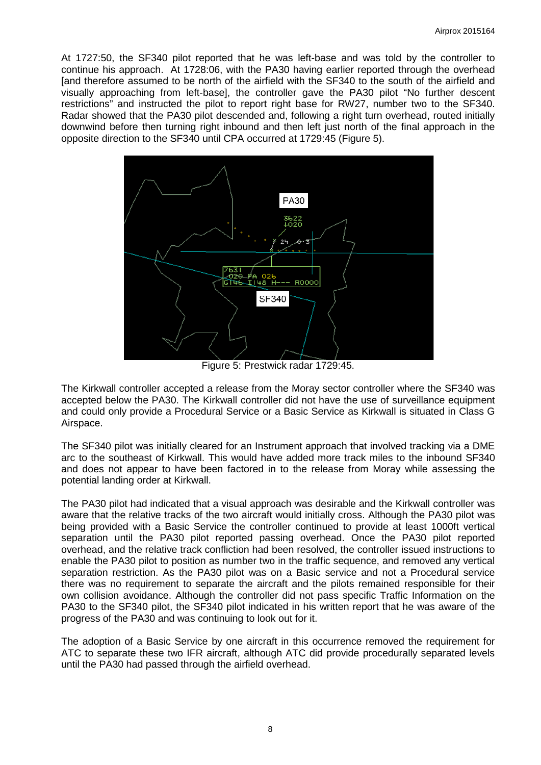At 1727:50, the SF340 pilot reported that he was left-base and was told by the controller to continue his approach. At 1728:06, with the PA30 having earlier reported through the overhead [and therefore assumed to be north of the airfield with the SF340 to the south of the airfield and visually approaching from left-base], the controller gave the PA30 pilot "No further descent restrictions" and instructed the pilot to report right base for RW27, number two to the SF340. Radar showed that the PA30 pilot descended and, following a right turn overhead, routed initially downwind before then turning right inbound and then left just north of the final approach in the opposite direction to the SF340 until CPA occurred at 1729:45 (Figure 5).

Figure 5: Prestwick radar 1729:45.

The Kirkwall controller accepted a release from the Moray sector controller where the SF340 was accepted below the PA30. The Kirkwall controller did not have the use of surveillance equipment and could only provide a Procedural Service or a Basic Service as Kirkwall is situated in Class G Airspace.

The SF340 pilot was initially cleared for an Instrument approach that involved tracking via a DME arc to the southeast of Kirkwall. This would have added more track miles to the inbound SF340 and does not appear to have been factored in to the release from Moray while assessing the potential landing order at Kirkwall.

The PA30 pilot had indicated that a visual approach was desirable and the Kirkwall controller was aware that the relative tracks of the two aircraft would initially cross. Although the PA30 pilot was being provided with a Basic Service the controller continued to provide at least 1000ft vertical separation until the PA30 pilot reported passing overhead. Once the PA30 pilot reported overhead, and the relative track confliction had been resolved, the controller issued instructions to enable the PA30 pilot to position as number two in the traffic sequence, and removed any vertical separation restriction. As the PA30 pilot was on a Basic service and not a Procedural service there was no requirement to separate the aircraft and the pilots remained responsible for their own collision avoidance. Although the controller did not pass specific Traffic Information on the PA30 to the SF340 pilot, the SF340 pilot indicated in his written report that he was aware of the progress of the PA30 and was continuing to look out for it.

The adoption of a Basic Service by one aircraft in this occurrence removed the requirement for ATC to separate these two IFR aircraft, although ATC did provide procedurally separated levels until the PA30 had passed through the airfield overhead.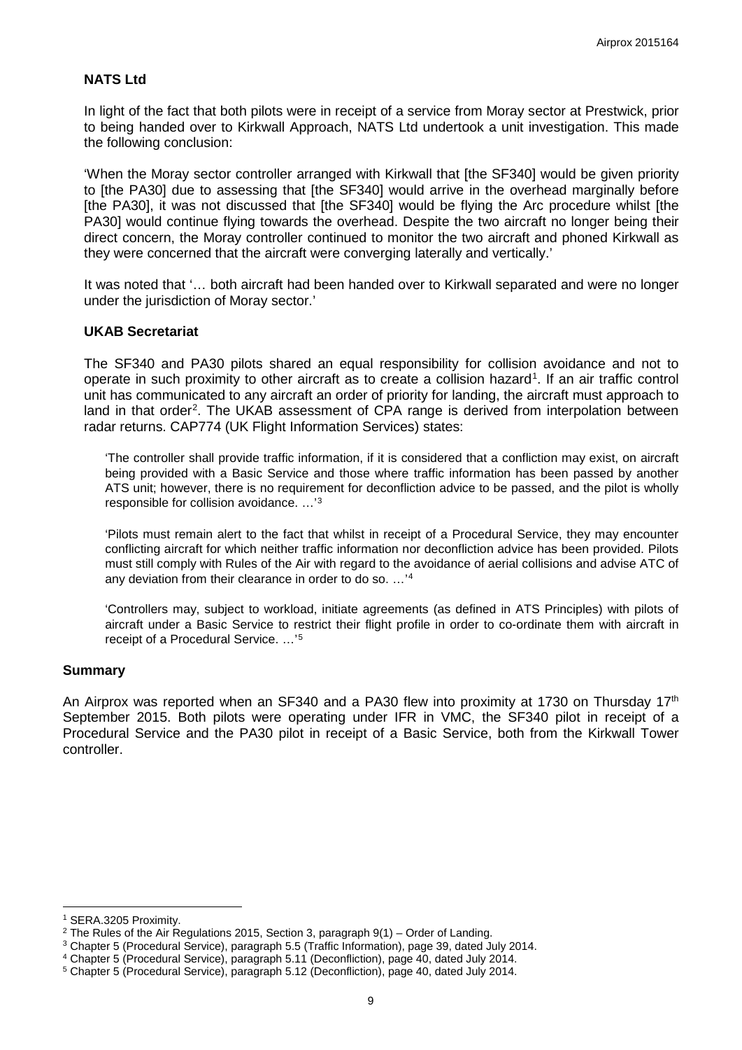**NATS Ltd**

In light of the fact that both pilots were in receipt of a service from Moray sector at Prestwick, prior to being handed over to Kirkwall Approach, NATS Ltd undertook a unit investigation. This made the following conclusion:

'When the Moray sector controller arranged with Kirkwall that [the SF340] would be given priority to [the PA30] due to assessing that [the SF340] would arrive in the overhead marginally before [the PA30], it was not discussed that [the SF340] would be flying the Arc procedure whilst [the PA30] would continue flying towards the overhead. Despite the two aircraft no longer being their direct concern, the Moray controller continued to monitor the two aircraft and phoned Kirkwall as they were concerned that the aircraft were converging laterally and vertically.'

It was noted that '… both aircraft had been handed over to Kirkwall separated and were no longer under the jurisdiction of Moray sector.'

**UKAB Secretariat**

The SF340 and PA30 pilots shared an equal responsibility for collision avoidance and not to operate in such proximity to other aircraft as to create a collision hazard[1]. If an air traffic control unit has communicated to any aircraft an order of priority for landing, the aircraft must approach to land in that order[2]. The UKAB assessment of CPA range is derived from interpolation between radar returns. CAP774 (UK Flight Information Services) states:

> 'The controller shall provide traffic information, if it is considered that a confliction may exist, on aircraft being provided with a Basic Service and those where traffic information has been passed by another ATS unit; however, there is no requirement for deconfliction advice to be passed, and the pilot is wholly responsible for collision avoidance. …'[3]
>
> 'Pilots must remain alert to the fact that whilst in receipt of a Procedural Service, they may encounter conflicting aircraft for which neither traffic information nor deconfliction advice has been provided. Pilots must still comply with Rules of the Air with regard to the avoidance of aerial collisions and advise ATC of any deviation from their clearance in order to do so. …'[4]
>
> 'Controllers may, subject to workload, initiate agreements (as defined in ATS Principles) with pilots of aircraft under a Basic Service to restrict their flight profile in order to co-ordinate them with aircraft in receipt of a Procedural Service. …'[5]

## Summary

An Airprox was reported when an SF340 and a PA30 flew into proximity at 1730 on Thursday 17th September 2015. Both pilots were operating under IFR in VMC, the SF340 pilot in receipt of a Procedural Service and the PA30 pilot in receipt of a Basic Service, both from the Kirkwall Tower controller.

---

[1] SERA.3205 Proximity.

[2] The Rules of the Air Regulations 2015, Section 3, paragraph 9(1) – Order of Landing.

[3] Chapter 5 (Procedural Service), paragraph 5.5 (Traffic Information), page 39, dated July 2014.

[4] Chapter 5 (Procedural Service), paragraph 5.11 (Deconfliction), page 40, dated July 2014.

[5] Chapter 5 (Procedural Service), paragraph 5.12 (Deconfliction), page 40, dated July 2014.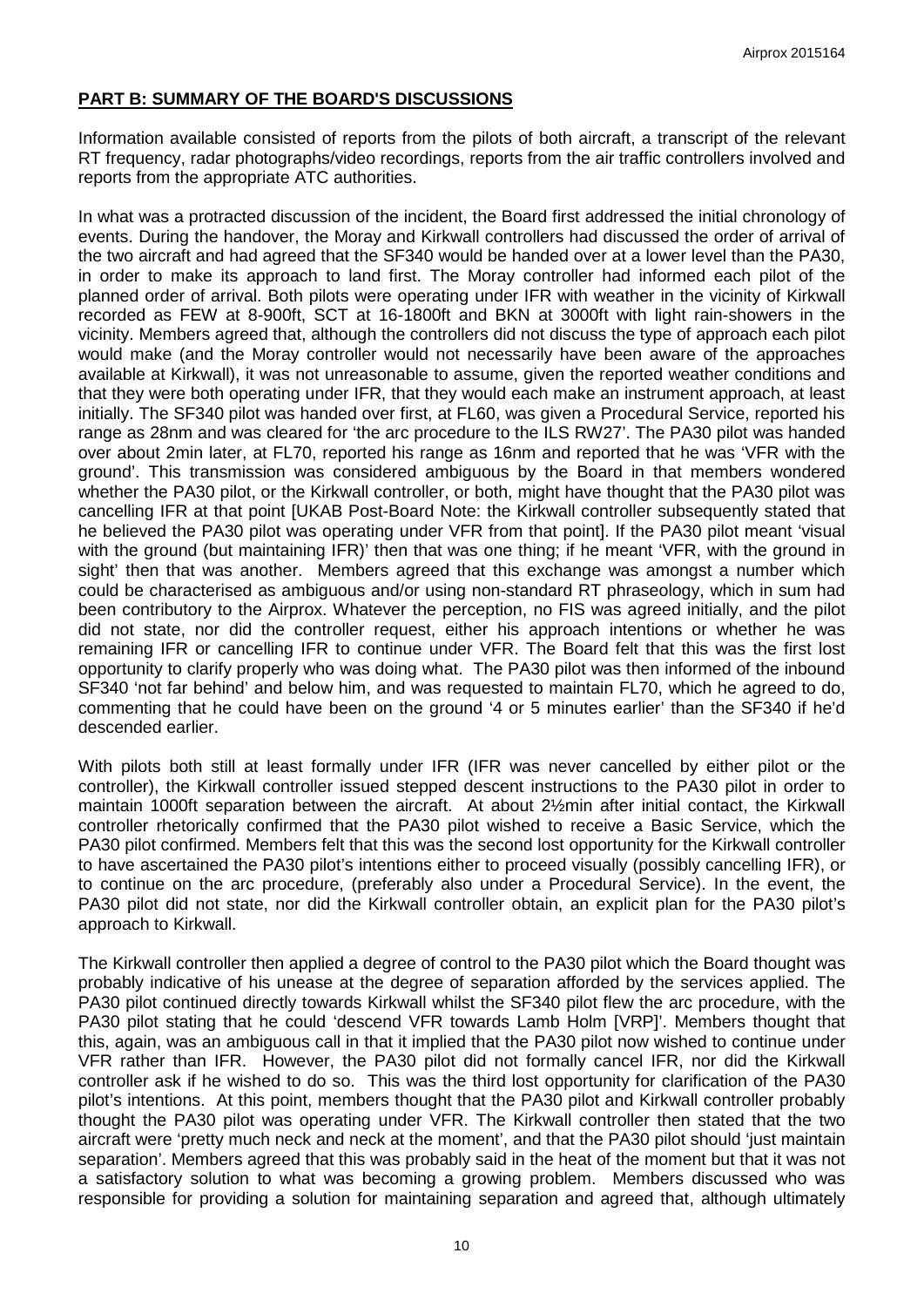## PART B: SUMMARY OF THE BOARD'S DISCUSSIONS

Information available consisted of reports from the pilots of both aircraft, a transcript of the relevant RT frequency, radar photographs/video recordings, reports from the air traffic controllers involved and reports from the appropriate ATC authorities.

In what was a protracted discussion of the incident, the Board first addressed the initial chronology of events. During the handover, the Moray and Kirkwall controllers had discussed the order of arrival of the two aircraft and had agreed that the SF340 would be handed over at a lower level than the PA30, in order to make its approach to land first. The Moray controller had informed each pilot of the planned order of arrival. Both pilots were operating under IFR with weather in the vicinity of Kirkwall recorded as FEW at 8-900ft, SCT at 16-1800ft and BKN at 3000ft with light rain-showers in the vicinity. Members agreed that, although the controllers did not discuss the type of approach each pilot would make (and the Moray controller would not necessarily have been aware of the approaches available at Kirkwall), it was not unreasonable to assume, given the reported weather conditions and that they were both operating under IFR, that they would each make an instrument approach, at least initially. The SF340 pilot was handed over first, at FL60, was given a Procedural Service, reported his range as 28nm and was cleared for 'the arc procedure to the ILS RW27'. The PA30 pilot was handed over about 2min later, at FL70, reported his range as 16nm and reported that he was 'VFR with the ground'. This transmission was considered ambiguous by the Board in that members wondered whether the PA30 pilot, or the Kirkwall controller, or both, might have thought that the PA30 pilot was cancelling IFR at that point [UKAB Post-Board Note: the Kirkwall controller subsequently stated that he believed the PA30 pilot was operating under VFR from that point]. If the PA30 pilot meant 'visual with the ground (but maintaining IFR)' then that was one thing; if he meant 'VFR, with the ground in sight' then that was another. Members agreed that this exchange was amongst a number which could be characterised as ambiguous and/or using non-standard RT phraseology, which in sum had been contributory to the Airprox. Whatever the perception, no FIS was agreed initially, and the pilot did not state, nor did the controller request, either his approach intentions or whether he was remaining IFR or cancelling IFR to continue under VFR. The Board felt that this was the first lost opportunity to clarify properly who was doing what. The PA30 pilot was then informed of the inbound SF340 'not far behind' and below him, and was requested to maintain FL70, which he agreed to do, commenting that he could have been on the ground '4 or 5 minutes earlier' than the SF340 if he'd descended earlier.

With pilots both still at least formally under IFR (IFR was never cancelled by either pilot or the controller), the Kirkwall controller issued stepped descent instructions to the PA30 pilot in order to maintain 1000ft separation between the aircraft. At about 2½min after initial contact, the Kirkwall controller rhetorically confirmed that the PA30 pilot wished to receive a Basic Service, which the PA30 pilot confirmed. Members felt that this was the second lost opportunity for the Kirkwall controller to have ascertained the PA30 pilot's intentions either to proceed visually (possibly cancelling IFR), or to continue on the arc procedure, (preferably also under a Procedural Service). In the event, the PA30 pilot did not state, nor did the Kirkwall controller obtain, an explicit plan for the PA30 pilot's approach to Kirkwall.

The Kirkwall controller then applied a degree of control to the PA30 pilot which the Board thought was probably indicative of his unease at the degree of separation afforded by the services applied. The PA30 pilot continued directly towards Kirkwall whilst the SF340 pilot flew the arc procedure, with the PA30 pilot stating that he could 'descend VFR towards Lamb Holm [VRP]'. Members thought that this, again, was an ambiguous call in that it implied that the PA30 pilot now wished to continue under VFR rather than IFR. However, the PA30 pilot did not formally cancel IFR, nor did the Kirkwall controller ask if he wished to do so. This was the third lost opportunity for clarification of the PA30 pilot's intentions. At this point, members thought that the PA30 pilot and Kirkwall controller probably thought the PA30 pilot was operating under VFR. The Kirkwall controller then stated that the two aircraft were 'pretty much neck and neck at the moment', and that the PA30 pilot should 'just maintain separation'. Members agreed that this was probably said in the heat of the moment but that it was not a satisfactory solution to what was becoming a growing problem. Members discussed who was responsible for providing a solution for maintaining separation and agreed that, although ultimately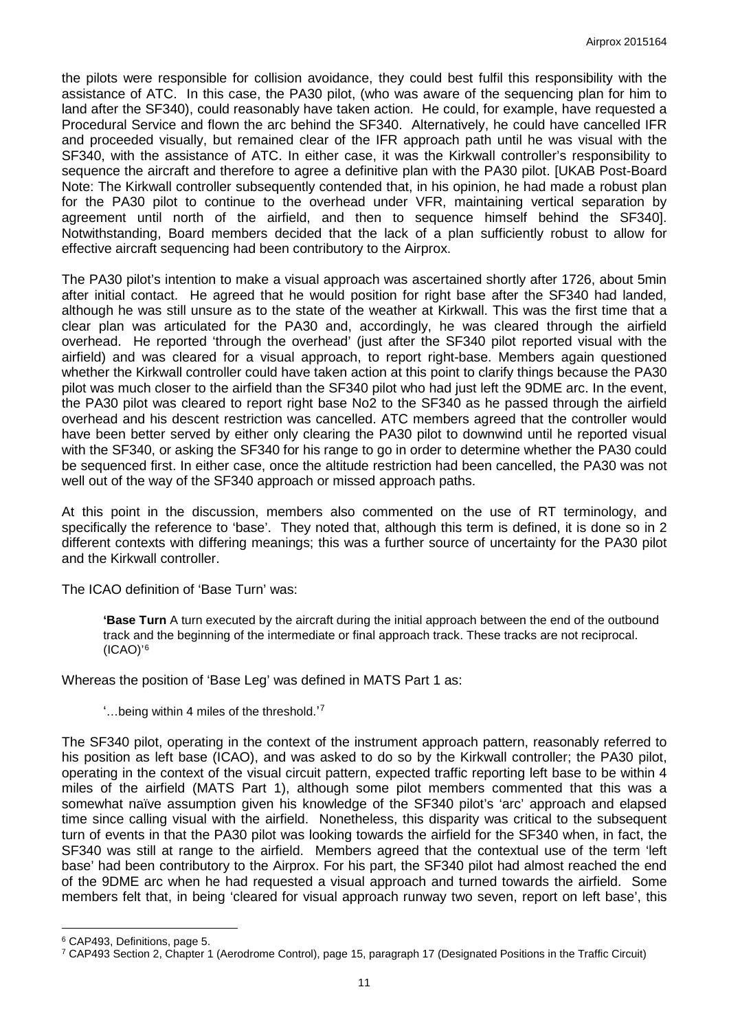the pilots were responsible for collision avoidance, they could best fulfil this responsibility with the assistance of ATC. In this case, the PA30 pilot, (who was aware of the sequencing plan for him to land after the SF340), could reasonably have taken action. He could, for example, have requested a Procedural Service and flown the arc behind the SF340. Alternatively, he could have cancelled IFR and proceeded visually, but remained clear of the IFR approach path until he was visual with the SF340, with the assistance of ATC. In either case, it was the Kirkwall controller's responsibility to sequence the aircraft and therefore to agree a definitive plan with the PA30 pilot. [UKAB Post-Board Note: The Kirkwall controller subsequently contended that, in his opinion, he had made a robust plan for the PA30 pilot to continue to the overhead under VFR, maintaining vertical separation by agreement until north of the airfield, and then to sequence himself behind the SF340]. Notwithstanding, Board members decided that the lack of a plan sufficiently robust to allow for effective aircraft sequencing had been contributory to the Airprox.

The PA30 pilot's intention to make a visual approach was ascertained shortly after 1726, about 5min after initial contact. He agreed that he would position for right base after the SF340 had landed, although he was still unsure as to the state of the weather at Kirkwall. This was the first time that a clear plan was articulated for the PA30 and, accordingly, he was cleared through the airfield overhead. He reported 'through the overhead' (just after the SF340 pilot reported visual with the airfield) and was cleared for a visual approach, to report right-base. Members again questioned whether the Kirkwall controller could have taken action at this point to clarify things because the PA30 pilot was much closer to the airfield than the SF340 pilot who had just left the 9DME arc. In the event, the PA30 pilot was cleared to report right base No2 to the SF340 as he passed through the airfield overhead and his descent restriction was cancelled. ATC members agreed that the controller would have been better served by either only clearing the PA30 pilot to downwind until he reported visual with the SF340, or asking the SF340 for his range to go in order to determine whether the PA30 could be sequenced first. In either case, once the altitude restriction had been cancelled, the PA30 was not well out of the way of the SF340 approach or missed approach paths.

At this point in the discussion, members also commented on the use of RT terminology, and specifically the reference to 'base'. They noted that, although this term is defined, it is done so in 2 different contexts with differing meanings; this was a further source of uncertainty for the PA30 pilot and the Kirkwall controller.

The ICAO definition of 'Base Turn' was:

> '**Base Turn** A turn executed by the aircraft during the initial approach between the end of the outbound track and the beginning of the intermediate or final approach track. These tracks are not reciprocal. (ICAO)'[6]

Whereas the position of 'Base Leg' was defined in MATS Part 1 as:

> '…being within 4 miles of the threshold.'[7]

The SF340 pilot, operating in the context of the instrument approach pattern, reasonably referred to his position as left base (ICAO), and was asked to do so by the Kirkwall controller; the PA30 pilot, operating in the context of the visual circuit pattern, expected traffic reporting left base to be within 4 miles of the airfield (MATS Part 1), although some pilot members commented that this was a somewhat naïve assumption given his knowledge of the SF340 pilot's 'arc' approach and elapsed time since calling visual with the airfield. Nonetheless, this disparity was critical to the subsequent turn of events in that the PA30 pilot was looking towards the airfield for the SF340 when, in fact, the SF340 was still at range to the airfield. Members agreed that the contextual use of the term 'left base' had been contributory to the Airprox. For his part, the SF340 pilot had almost reached the end of the 9DME arc when he had requested a visual approach and turned towards the airfield. Some members felt that, in being 'cleared for visual approach runway two seven, report on left base', this

---

[6] CAP493, Definitions, page 5.

[7] CAP493 Section 2, Chapter 1 (Aerodrome Control), page 15, paragraph 17 (Designated Positions in the Traffic Circuit)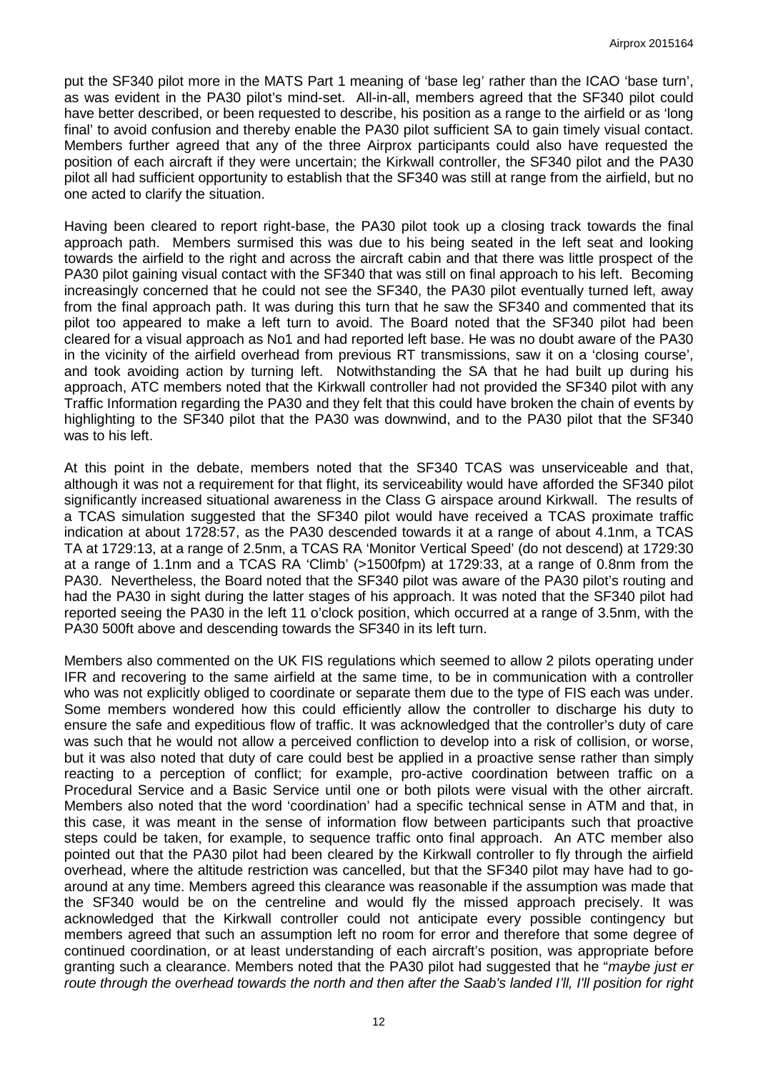put the SF340 pilot more in the MATS Part 1 meaning of 'base leg' rather than the ICAO 'base turn', as was evident in the PA30 pilot's mind-set. All-in-all, members agreed that the SF340 pilot could have better described, or been requested to describe, his position as a range to the airfield or as 'long final' to avoid confusion and thereby enable the PA30 pilot sufficient SA to gain timely visual contact. Members further agreed that any of the three Airprox participants could also have requested the position of each aircraft if they were uncertain; the Kirkwall controller, the SF340 pilot and the PA30 pilot all had sufficient opportunity to establish that the SF340 was still at range from the airfield, but no one acted to clarify the situation.

Having been cleared to report right-base, the PA30 pilot took up a closing track towards the final approach path. Members surmised this was due to his being seated in the left seat and looking towards the airfield to the right and across the aircraft cabin and that there was little prospect of the PA30 pilot gaining visual contact with the SF340 that was still on final approach to his left. Becoming increasingly concerned that he could not see the SF340, the PA30 pilot eventually turned left, away from the final approach path. It was during this turn that he saw the SF340 and commented that its pilot too appeared to make a left turn to avoid. The Board noted that the SF340 pilot had been cleared for a visual approach as No1 and had reported left base. He was no doubt aware of the PA30 in the vicinity of the airfield overhead from previous RT transmissions, saw it on a 'closing course', and took avoiding action by turning left. Notwithstanding the SA that he had built up during his approach, ATC members noted that the Kirkwall controller had not provided the SF340 pilot with any Traffic Information regarding the PA30 and they felt that this could have broken the chain of events by highlighting to the SF340 pilot that the PA30 was downwind, and to the PA30 pilot that the SF340 was to his left.

At this point in the debate, members noted that the SF340 TCAS was unserviceable and that, although it was not a requirement for that flight, its serviceability would have afforded the SF340 pilot significantly increased situational awareness in the Class G airspace around Kirkwall. The results of a TCAS simulation suggested that the SF340 pilot would have received a TCAS proximate traffic indication at about 1728:57, as the PA30 descended towards it at a range of about 4.1nm, a TCAS TA at 1729:13, at a range of 2.5nm, a TCAS RA 'Monitor Vertical Speed' (do not descend) at 1729:30 at a range of 1.1nm and a TCAS RA 'Climb' (>1500fpm) at 1729:33, at a range of 0.8nm from the PA30. Nevertheless, the Board noted that the SF340 pilot was aware of the PA30 pilot's routing and had the PA30 in sight during the latter stages of his approach. It was noted that the SF340 pilot had reported seeing the PA30 in the left 11 o'clock position, which occurred at a range of 3.5nm, with the PA30 500ft above and descending towards the SF340 in its left turn.

Members also commented on the UK FIS regulations which seemed to allow 2 pilots operating under IFR and recovering to the same airfield at the same time, to be in communication with a controller who was not explicitly obliged to coordinate or separate them due to the type of FIS each was under. Some members wondered how this could efficiently allow the controller to discharge his duty to ensure the safe and expeditious flow of traffic. It was acknowledged that the controller's duty of care was such that he would not allow a perceived confliction to develop into a risk of collision, or worse, but it was also noted that duty of care could best be applied in a proactive sense rather than simply reacting to a perception of conflict; for example, pro-active coordination between traffic on a Procedural Service and a Basic Service until one or both pilots were visual with the other aircraft. Members also noted that the word 'coordination' had a specific technical sense in ATM and that, in this case, it was meant in the sense of information flow between participants such that proactive steps could be taken, for example, to sequence traffic onto final approach. An ATC member also pointed out that the PA30 pilot had been cleared by the Kirkwall controller to fly through the airfield overhead, where the altitude restriction was cancelled, but that the SF340 pilot may have had to go-around at any time. Members agreed this clearance was reasonable if the assumption was made that the SF340 would be on the centreline and would fly the missed approach precisely. It was acknowledged that the Kirkwall controller could not anticipate every possible contingency but members agreed that such an assumption left no room for error and therefore that some degree of continued coordination, or at least understanding of each aircraft's position, was appropriate before granting such a clearance. Members noted that the PA30 pilot had suggested that he "*maybe just er route through the overhead towards the north and then after the Saab's landed I'll, I'll position for right*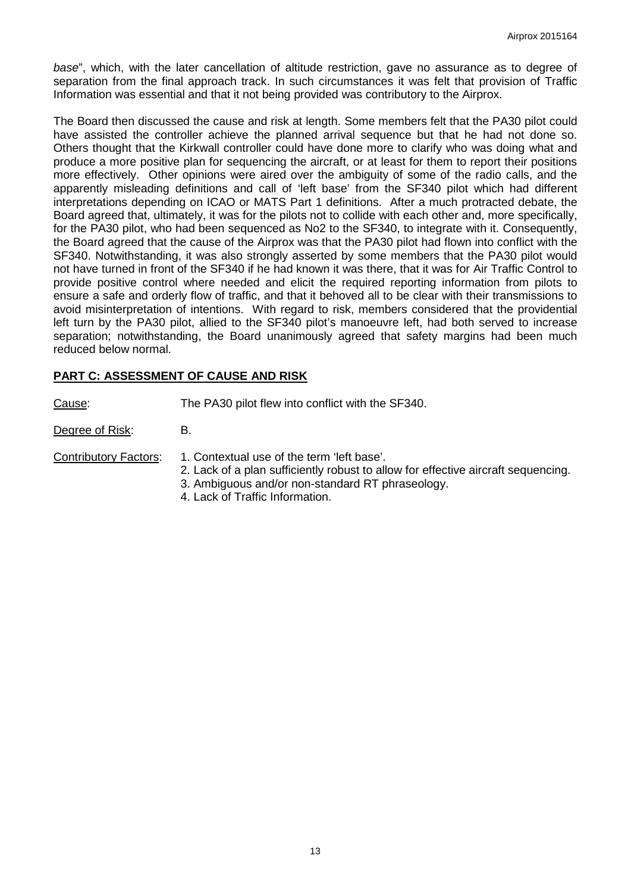*base*", which, with the later cancellation of altitude restriction, gave no assurance as to degree of separation from the final approach track. In such circumstances it was felt that provision of Traffic Information was essential and that it not being provided was contributory to the Airprox.

The Board then discussed the cause and risk at length. Some members felt that the PA30 pilot could have assisted the controller achieve the planned arrival sequence but that he had not done so. Others thought that the Kirkwall controller could have done more to clarify who was doing what and produce a more positive plan for sequencing the aircraft, or at least for them to report their positions more effectively. Other opinions were aired over the ambiguity of some of the radio calls, and the apparently misleading definitions and call of 'left base' from the SF340 pilot which had different interpretations depending on ICAO or MATS Part 1 definitions. After a much protracted debate, the Board agreed that, ultimately, it was for the pilots not to collide with each other and, more specifically, for the PA30 pilot, who had been sequenced as No2 to the SF340, to integrate with it. Consequently, the Board agreed that the cause of the Airprox was that the PA30 pilot had flown into conflict with the SF340. Notwithstanding, it was also strongly asserted by some members that the PA30 pilot would not have turned in front of the SF340 if he had known it was there, that it was for Air Traffic Control to provide positive control where needed and elicit the required reporting information from pilots to ensure a safe and orderly flow of traffic, and that it behoved all to be clear with their transmissions to avoid misinterpretation of intentions. With regard to risk, members considered that the providential left turn by the PA30 pilot, allied to the SF340 pilot's manoeuvre left, had both served to increase separation; notwithstanding, the Board unanimously agreed that safety margins had been much reduced below normal.

## PART C: ASSESSMENT OF CAUSE AND RISK

Cause: The PA30 pilot flew into conflict with the SF340.

Degree of Risk: B.

Contributory Factors:
1. Contextual use of the term 'left base'.
2. Lack of a plan sufficiently robust to allow for effective aircraft sequencing.
3. Ambiguous and/or non-standard RT phraseology.
4. Lack of Traffic Information.